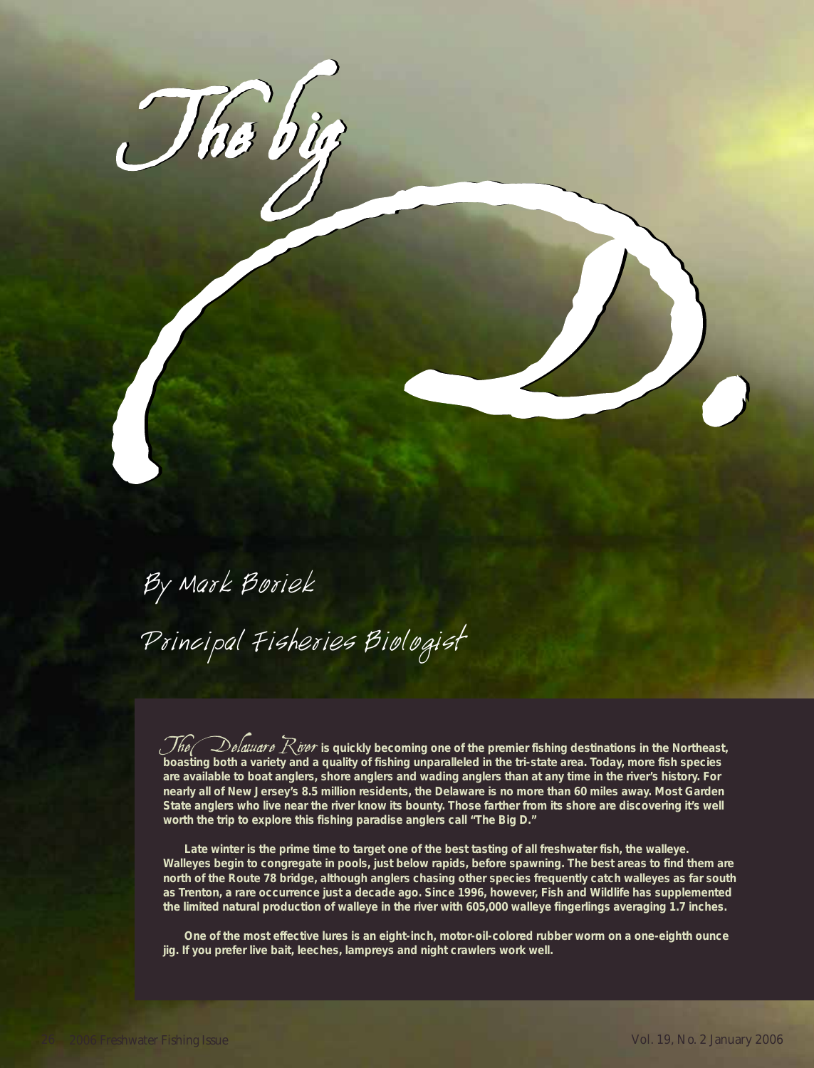# The big D.

By Mark Boriek

Principal Fisheries Biologist

*The Delaware River* **is quickly becoming one of the premier fishing destinations in the Northeast, boasting both a variety and a quality of fishing unparalleled in the tri-state area. Today, more fish species are available to boat anglers, shore anglers and wading anglers than at any time in the river's history. For nearly all of New Jersey's 8.5 million residents, the Delaware is no more than 60 miles away. Most Garden State anglers who live near the river know its bounty. Those farther from its shore are discovering it's well worth the trip to explore this fishing paradise anglers call "The Big D."**

**Late winter is the prime time to target one of the best tasting of all freshwater fish, the walleye. Walleyes begin to congregate in pools, just below rapids, before spawning. The best areas to find them are north of the Route 78 bridge, although anglers chasing other species frequently catch walleyes as far south as Trenton, a rare occurrence just a decade ago. Since 1996, however, Fish and Wildlife has supplemented the limited natural production of walleye in the river with 605,000 walleye fingerlings averaging 1.7 inches.**

**One of the most effective lures is an eight-inch, motor-oil-colored rubber worm on a one-eighth ounce jig. If you prefer live bait, leeches, lampreys and night crawlers work well.**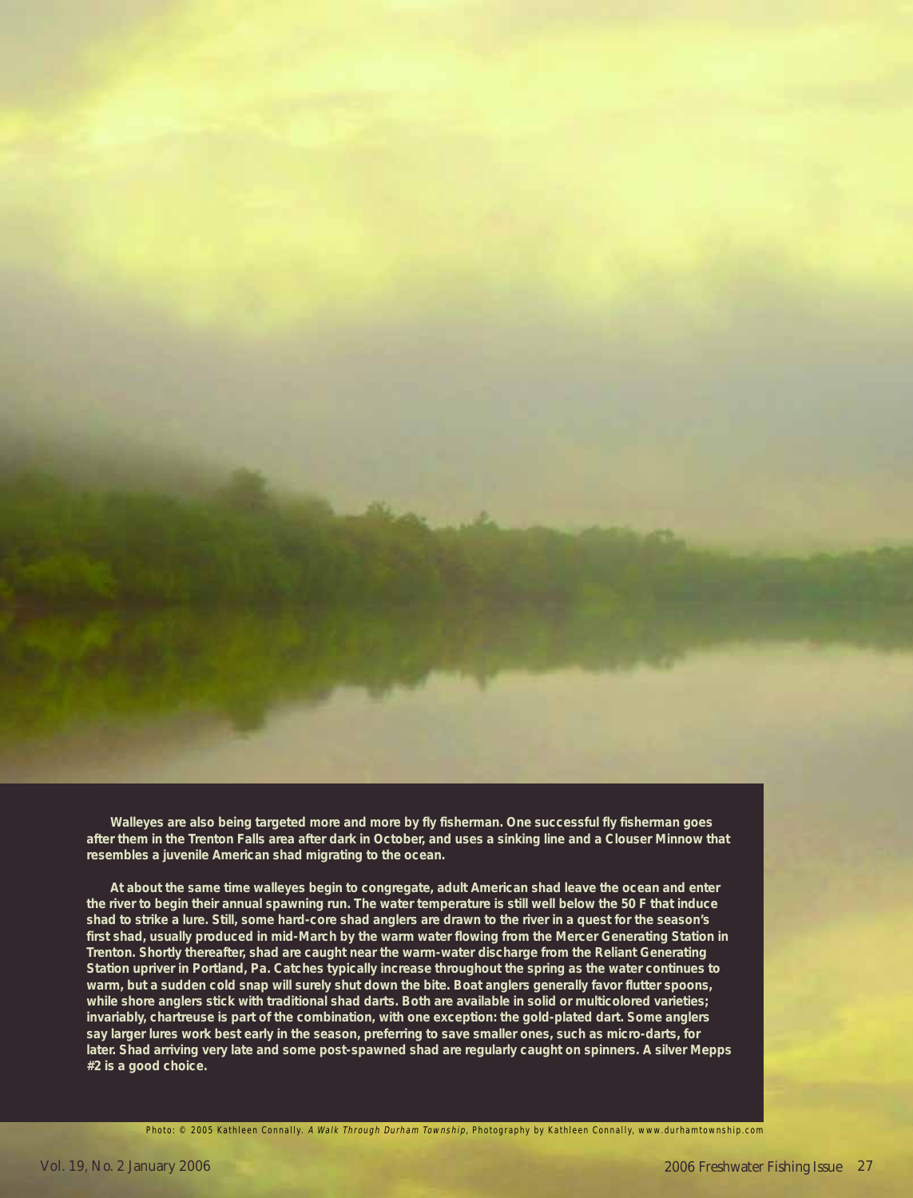Walleyes are also being targeted more and more by fly fisherman. One successful fly fisherman goes after them in the Trenton Falls area after dark in October, and uses a sinking line and a Clouser Minnow that resembles a juvenile American shad migrating to the ocean.

At about the same time walleyes begin to congregate, adult American shad leave the ocean and enter the river to begin their annual spawning run. The water temperature is still well below the 50 F that induce shad to strike a lure. Still, some hard-core shad anglers are drawn to the river in a quest for the season's first shad, usually produced in mid-March by the warm water flowing from the Mercer Generating Station in Trenton. Shortly thereafter, shad are caught near the warm-water discharge from the Reliant Generating Station upriver in Portland, Pa. Catches typically increase throughout the spring as the water continues to warm, but a sudden cold snap will surely shut down the bite. Boat anglers generally favor flutter spoons, while shore anglers stick with traditional shad darts. Both are available in solid or multicolored varieties; invariably, chartreuse is part of the combination, with one exception: the gold-plated dart. Some anglers say larger lures work best early in the season, preferring to save smaller ones, such as micro-darts, for later. Shad arriving very late and some post-spawned shad are regularly caught on spinners. A silver Mepps #2 is a good choice.

Photo: © 2005 Kathleen Connally. *A Walk Through Durham Township*, Photography by Kathleen Connally, www.durhamtownship.com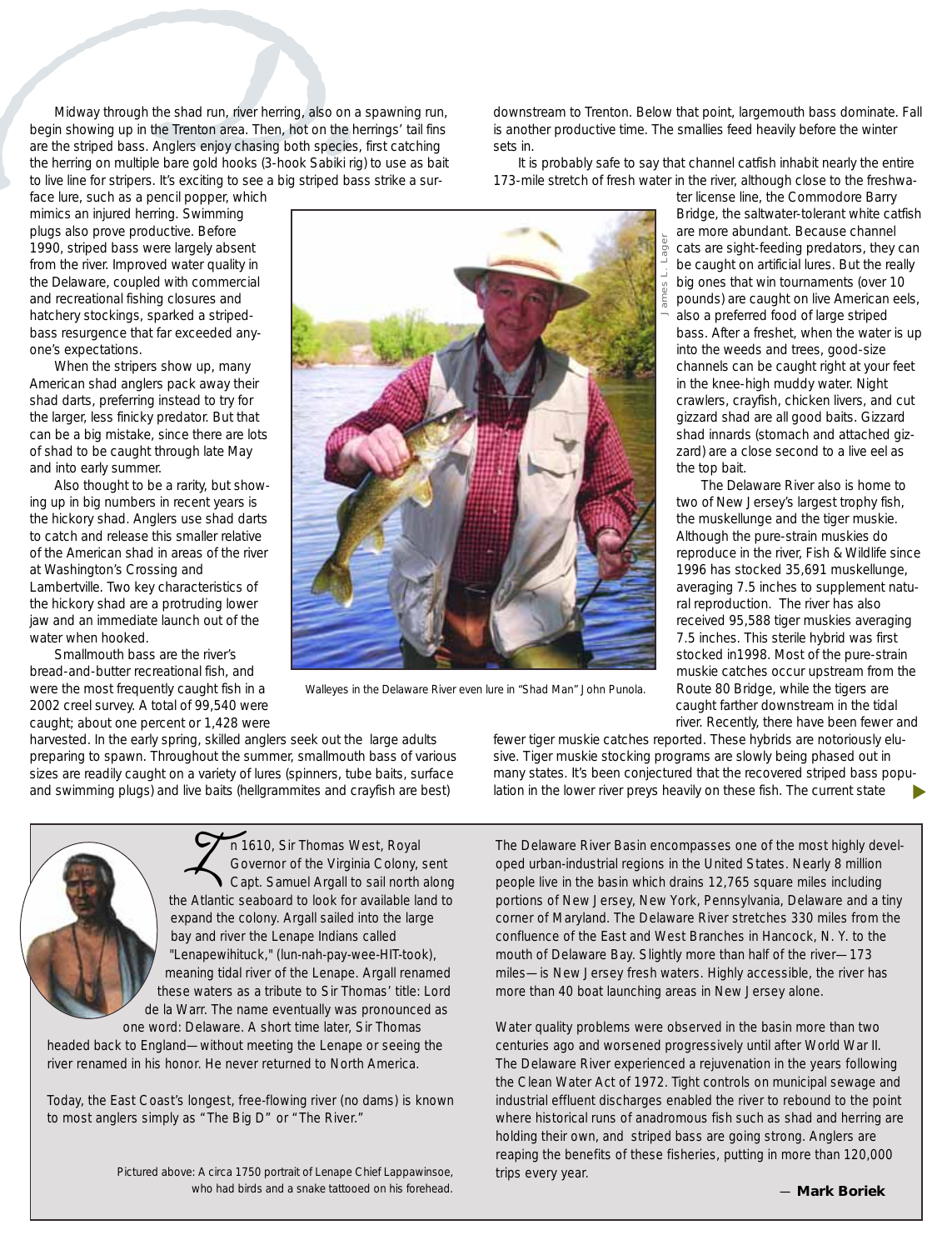Midway through the shad run, river herring, also on a spawning run, begin showing up in the Trenton area. Then, hot on the herrings' tail fins are the striped bass. Anglers enjoy chasing both species, first catching the herring on multiple bare gold hooks (3-hook Sabiki rig) to use as bait to live line for stripers. It's exciting to see a big striped bass strike a surface lure, such as a pencil popper, which mimics an injured herring. Swimming plugs also prove productive. Before 1990, striped bass were largely absent from the river. Improved water quality in the Delaware, coupled with commercial and recreational fishing closures and hatchery stockings, sparked a striped-bass resurgence that far exceeded anyone's expectations.

When the stripers show up, many American shad anglers pack away their shad darts, preferring instead to try for the larger, less finicky predator. But that can be a big mistake, since there are lots of shad to be caught through late May and into early summer.

Also thought to be a rarity, but showing up in big numbers in recent years is the hickory shad. Anglers use shad darts to catch and release this smaller relative of the American shad in areas of the river at Washington's Crossing and Lambertville. Two key characteristics of the hickory shad are a protruding lower jaw and an immediate launch out of the water when hooked.

Smallmouth bass are the river's bread-and-butter recreational fish, and were the most frequently caught fish in a 2002 creel survey. A total of 99,540 were caught; about one percent or 1,428 were harvested. In the early spring, skilled anglers seek out the large adults preparing to spawn. Throughout the summer, smallmouth bass of various sizes are readily caught on a variety of lures (spinners, tube baits, surface and swimming plugs) and live baits (hellgrammites and crayfish are best) downstream to Trenton. Below that point, largemouth bass dominate. Fall is another productive time. The smallies feed heavily before the winter sets in.

It is probably safe to say that channel catfish inhabit nearly the entire 173-mile stretch of fresh water in the river, although close to the freshwater license line, the Commodore Barry Bridge, the saltwater-tolerant white catfish are more abundant. Because channel cats are sight-feeding predators, they can be caught on artificial lures. But the really big ones that win tournaments (over 10 pounds) are caught on live American eels, also a preferred food of large striped bass. After a freshet, when the water is up into the weeds and trees, good-size channels can be caught right at your feet in the knee-high muddy water. Night crawlers, crayfish, chicken livers, and cut gizzard shad are all good baits. Gizzard shad innards (stomach and attached gizzard) are a close second to a live eel as the top bait.

James L. Lager

Walleyes in the Delaware River even lure in "Shad Man" John Punola.

The Delaware River also is home to two of New Jersey's largest trophy fish, the muskellunge and the tiger muskie. Although the pure-strain muskies do reproduce in the river, Fish & Wildlife since 1996 has stocked 35,691 muskellunge, averaging 7.5 inches to supplement natural reproduction. The river has also received 95,588 tiger muskies averaging 7.5 inches. This sterile hybrid was first stocked in1998. Most of the pure-strain muskie catches occur upstream from the Route 80 Bridge, while the tigers are caught farther downstream in the tidal river. Recently, there have been fewer and fewer tiger muskie catches reported. These hybrids are notoriously elusive. Tiger muskie stocking programs are slowly being phased out in many states. It's been conjectured that the recovered striped bass population in the lower river preys heavily on these fish. The current state

---

In 1610, Sir Thomas West, Royal Governor of the Virginia Colony, sent Capt. Samuel Argall to sail north along the Atlantic seaboard to look for available land to expand the colony. Argall sailed into the large bay and river the Lenape Indians called "Lenapewihituck," (lun-nah-pay-wee-HIT-took), meaning tidal river of the Lenape. Argall renamed these waters as a tribute to Sir Thomas' title: Lord de la Warr. The name eventually was pronounced as one word: Delaware. A short time later, Sir Thomas headed back to England—without meeting the Lenape or seeing the river renamed in his honor. He never returned to North America.

Today, the East Coast's longest, free-flowing river (no dams) is known to most anglers simply as "The Big D" or "The River."

Pictured above: A circa 1750 portrait of Lenape Chief Lappawinsoe, who had birds and a snake tattooed on his forehead.

The Delaware River Basin encompasses one of the most highly developed urban-industrial regions in the United States. Nearly 8 million people live in the basin which drains 12,765 square miles including portions of New Jersey, New York, Pennsylvania, Delaware and a tiny corner of Maryland. The Delaware River stretches 330 miles from the confluence of the East and West Branches in Hancock, N. Y. to the mouth of Delaware Bay. Slightly more than half of the river—173 miles—is New Jersey fresh waters. Highly accessible, the river has more than 40 boat launching areas in New Jersey alone.

Water quality problems were observed in the basin more than two centuries ago and worsened progressively until after World War II. The Delaware River experienced a rejuvenation in the years following the Clean Water Act of 1972. Tight controls on municipal sewage and industrial effluent discharges enabled the river to rebound to the point where historical runs of anadromous fish such as shad and herring are holding their own, and striped bass are going strong. Anglers are reaping the benefits of these fisheries, putting in more than 120,000 trips every year.

— **Mark Boriek**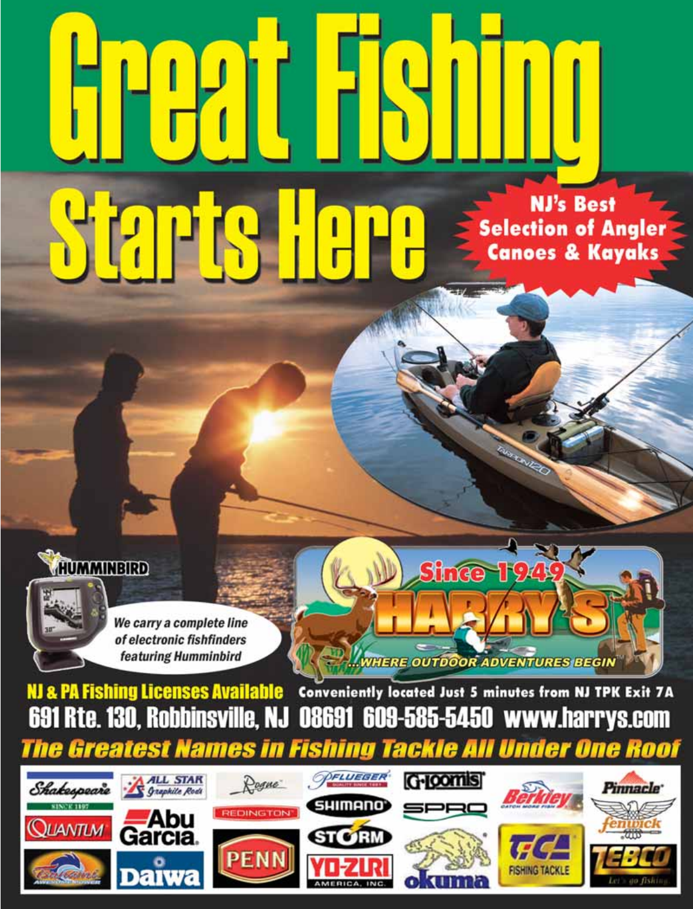# Great Fishing Starts Here

**NJ's Best Selection of Angler Canoes & Kayaks**

*We carry a complete line of electronic fishfinders featuring Humminbird*

HUMMINBIRD

Since 1949

HARRY'S

...WHERE OUTDOOR ADVENTURES BEGIN

**NJ & PA Fishing Licenses Available**

**Conveniently located Just 5 minutes from NJ TPK Exit 7A**

**691 Rte. 130, Robbinsville, NJ 08691 609-585-5450 www.harrys.com**

***The Greatest Names in Fishing Tackle All Under One Roof***

Shakespeare · All Star Graphite Rods · Rogue · Pflueger · G-Loomis · Berkley · Pinnacle · Quantum · Abu Garcia · Redington · Shimano · SPRO · Fenwick · Storm · Tsunami · Daiwa · PENN · Yo-Zuri America, Inc. · Okuma · TICA Fishing Tackle · Zebco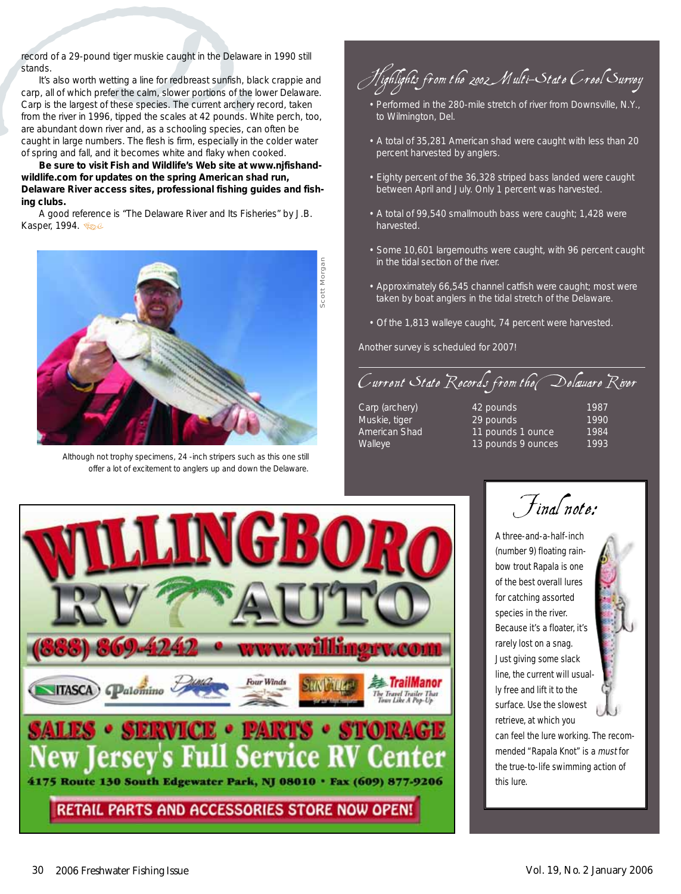record of a 29-pound tiger muskie caught in the Delaware in 1990 still stands.

It's also worth wetting a line for redbreast sunfish, black crappie and carp, all of which prefer the calm, slower portions of the lower Delaware. Carp is the largest of these species. The current archery record, taken from the river in 1996, tipped the scales at 42 pounds. White perch, too, are abundant down river and, as a schooling species, can often be caught in large numbers. The flesh is firm, especially in the colder water of spring and fall, and it becomes white and flaky when cooked.

**Be sure to visit Fish and Wildlife's Web site at www.njfishandwildlife.com for updates on the spring American shad run, Delaware River access sites, professional fishing guides and fishing clubs.**

A good reference is "The Delaware River and Its Fisheries" by J.B. Kasper, 1994.

Scott Morgan

Although not trophy specimens, 24 -inch stripers such as this one still offer a lot of excitement to anglers up and down the Delaware.

## Highlights from the 2002 Multi-State Creel Survey

- Performed in the 280-mile stretch of river from Downsville, N.Y., to Wilmington, Del.
- A total of 35,281 American shad were caught with less than 20 percent harvested by anglers.
- Eighty percent of the 36,328 striped bass landed were caught between April and July. Only 1 percent was harvested.
- A total of 99,540 smallmouth bass were caught; 1,428 were harvested.
- Some 10,601 largemouths were caught, with 96 percent caught in the tidal section of the river.
- Approximately 66,545 channel catfish were caught; most were taken by boat anglers in the tidal stretch of the Delaware.
- Of the 1,813 walleye caught, 74 percent were harvested.

Another survey is scheduled for 2007!

## Current State Records from the Delaware River

| | | |
|---|---|---|
| Carp (archery) | 42 pounds | 1987 |
| Muskie, tiger | 29 pounds | 1990 |
| American Shad | 11 pounds 1 ounce | 1984 |
| Walleye | 13 pounds 9 ounces | 1993 |

## Final note:

A three-and-a-half-inch (number 9) floating rainbow trout Rapala is one of the best overall lures for catching assorted species in the river. Because it's a floater, it's rarely lost on a snag. Just giving some slack line, the current will usually free and lift it to the surface. Use the slowest retrieve, at which you can feel the lure working. The recommended "Rapala Knot" is a *must* for the true-to-life swimming action of this lure.

**WILLINGBORO RV AUTO**

(888) 869-4242 • www.willingrv.com

ITASCA · Palomino · Four Winds · Sun Valley · TrailManor The Travel Trailer That Tows Like A Pop-Up

SALES • SERVICE • PARTS • STORAGE

New Jersey's Full Service RV Center

4175 Route 130 South Edgewater Park, NJ 08010 • Fax (609) 877-9206

RETAIL PARTS AND ACCESSORIES STORE NOW OPEN!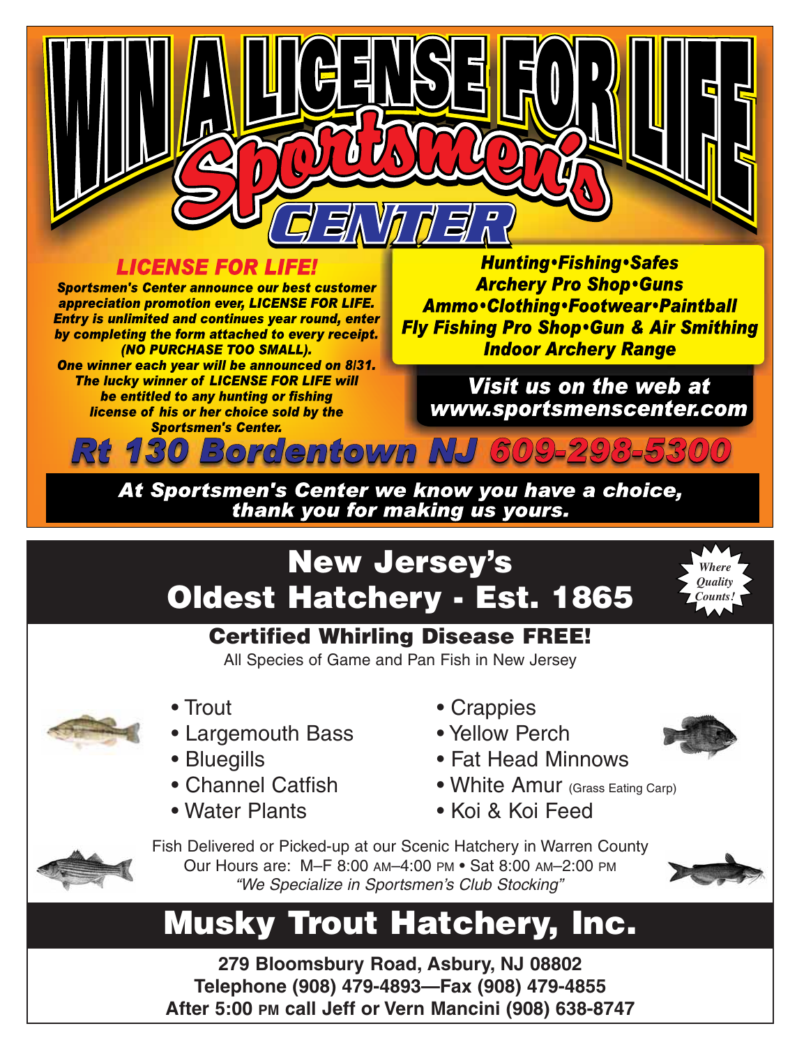# WIN A LICENSE FOR LIFE

## Sportsmen's CENTER

### LICENSE FOR LIFE!

*Sportsmen's Center announce our best customer appreciation promotion ever, LICENSE FOR LIFE. Entry is unlimited and continues year round, enter by completing the form attached to every receipt. (NO PURCHASE TOO SMALL).*
*One winner each year will be announced on 8/31. The lucky winner of LICENSE FOR LIFE will be entitled to any hunting or fishing license of his or her choice sold by the Sportsmen's Center.*

**Hunting•Fishing•Safes**
**Archery Pro Shop•Guns**
**Ammo•Clothing•Footwear•Paintball**
**Fly Fishing Pro Shop•Gun & Air Smithing**
**Indoor Archery Range**

**Visit us on the web at www.sportsmenscenter.com**

**Rt 130 Bordentown NJ 609-298-5300**

**At Sportsmen's Center we know you have a choice, thank you for making us yours.**

---

# New Jersey's Oldest Hatchery - Est. 1865

*Where Quality Counts!*

## Certified Whirling Disease FREE!

All Species of Game and Pan Fish in New Jersey

- Trout
- Largemouth Bass
- Bluegills
- Channel Catfish
- Water Plants
- Crappies
- Yellow Perch
- Fat Head Minnows
- White Amur (Grass Eating Carp)
- Koi & Koi Feed

Fish Delivered or Picked-up at our Scenic Hatchery in Warren County
Our Hours are: M–F 8:00 AM–4:00 PM • Sat 8:00 AM–2:00 PM
*"We Specialize in Sportsmen's Club Stocking"*

# Musky Trout Hatchery, Inc.

**279 Bloomsbury Road, Asbury, NJ 08802**
**Telephone (908) 479-4893—Fax (908) 479-4855**
**After 5:00 PM call Jeff or Vern Mancini (908) 638-8747**